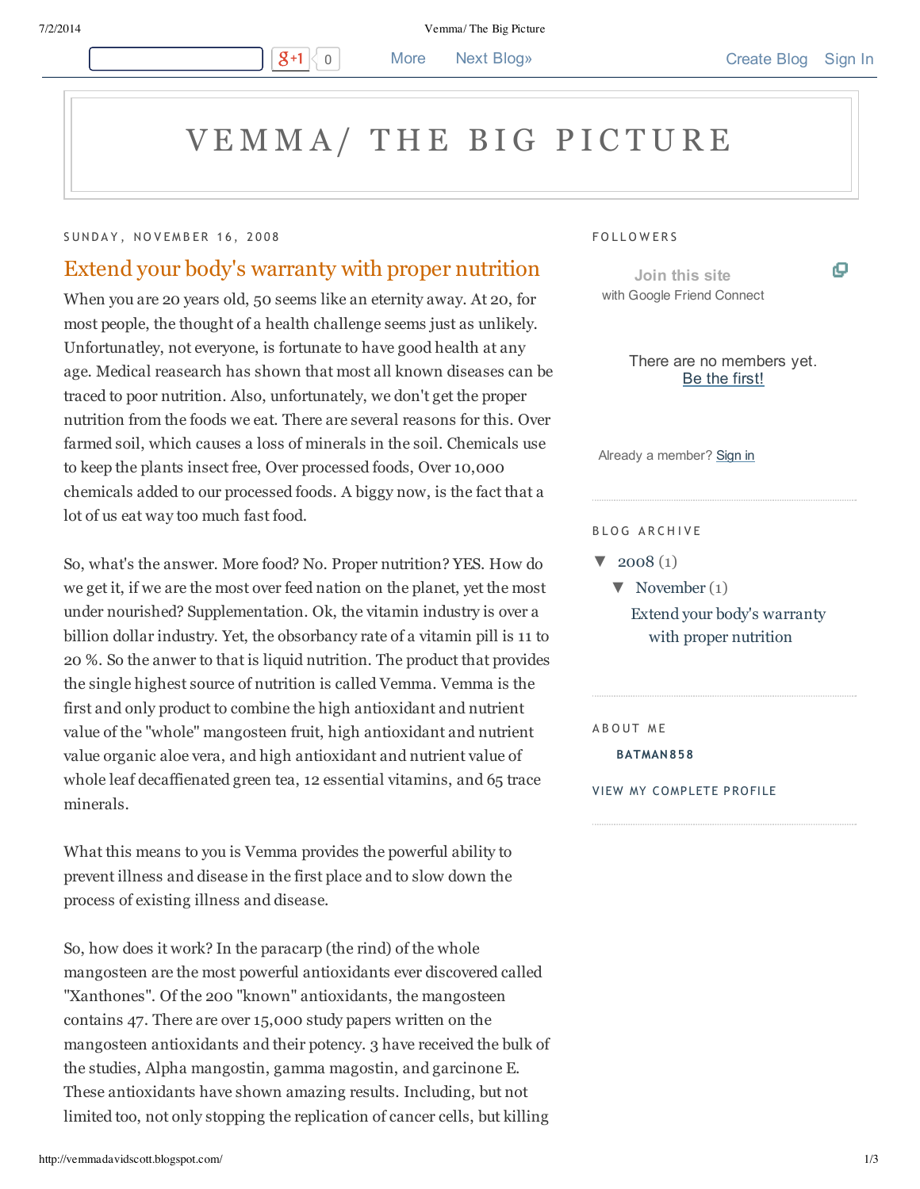# VEMMA/ THE BIG PICTURE

SUNDAY, NOVEMBER 16, 2008

## Extend your body's warranty with proper nutrition

When you are 20 years old, 50 seems like an eternity away. At 20, for most people, the thought of a health challenge seems just as unlikely. Unfortunatley, not everyone, is fortunate to have good health at any age. Medical reasearch has shown that most all known diseases can be traced to poor nutrition. Also, unfortunately, we don't get the proper nutrition from the foods we eat. There are several reasons for this. Over farmed soil, which causes a loss of minerals in the soil. Chemicals use to keep the plants insect free, Over processed foods, Over 10,000 chemicals added to our processed foods. A biggy now, is the fact that a lot of us eat way too much fast food.

So, what's the answer. More food? No. Proper nutrition? YES. How do we get it, if we are the most over feed nation on the planet, yet the most under nourished? Supplementation. Ok, the vitamin industry is over a billion dollar industry. Yet, the obsorbancy rate of a vitamin pill is 11 to 20 %. So the anwer to that is liquid nutrition. The product that provides the single highest source of nutrition is called Vemma. Vemma is the first and only product to combine the high antioxidant and nutrient value of the "whole" mangosteen fruit, high antioxidant and nutrient value organic aloe vera, and high antioxidant and nutrient value of whole leaf decaffienated green tea, 12 essential vitamins, and 65 trace minerals.

What this means to you is Vemma provides the powerful ability to prevent illness and disease in the first place and to slow down the process of existing illness and disease.

So, how does it work? In the paracarp (the rind) of the whole mangosteen are the most powerful antioxidants ever discovered called "Xanthones". Of the 200 "known" antioxidants, the mangosteen contains 47. There are over 15,000 study papers written on the mangosteen antioxidants and their potency. 3 have received the bulk of the studies, Alpha mangostin, gamma magostin, and garcinone E. These antioxidants have shown amazing results. Including, but not limited too, not only stopping the replication of cancer cells, but killing

FOLLOWERS

Join this site
with Google Friend Connect

There are no members yet.
Be the first!

Already a member? Sign in

BLOG ARCHIVE

- ▼ 2008 (1)
  - ▼ November (1)
    - Extend your body's warranty with proper nutrition

ABOUT ME

BATMAN858

VIEW MY COMPLETE PROFILE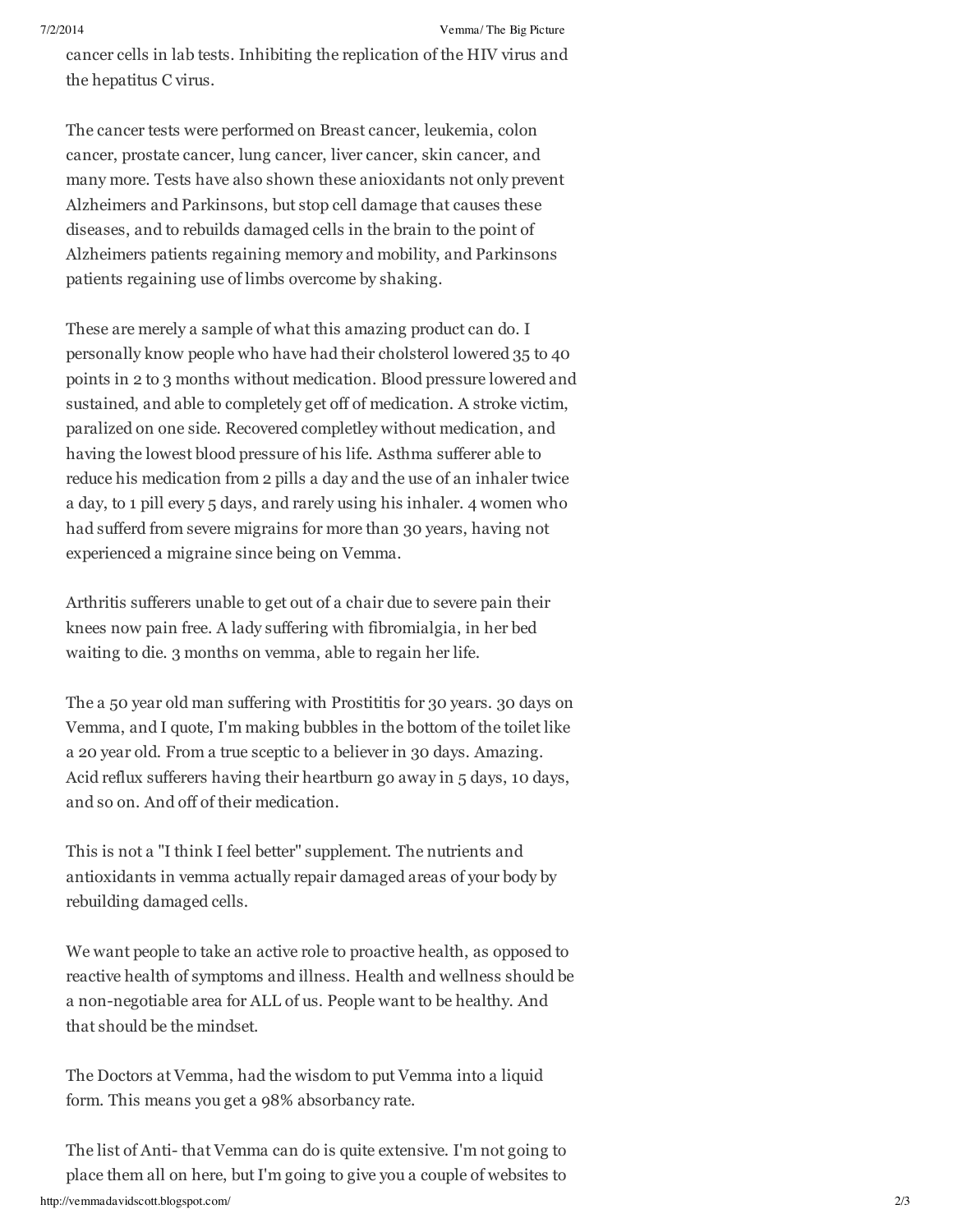cancer cells in lab tests. Inhibiting the replication of the HIV virus and the hepatitus C virus.

The cancer tests were performed on Breast cancer, leukemia, colon cancer, prostate cancer, lung cancer, liver cancer, skin cancer, and many more. Tests have also shown these anioxidants not only prevent Alzheimers and Parkinsons, but stop cell damage that causes these diseases, and to rebuilds damaged cells in the brain to the point of Alzheimers patients regaining memory and mobility, and Parkinsons patients regaining use of limbs overcome by shaking.

These are merely a sample of what this amazing product can do. I personally know people who have had their cholsterol lowered 35 to 40 points in 2 to 3 months without medication. Blood pressure lowered and sustained, and able to completely get off of medication. A stroke victim, paralized on one side. Recovered completley without medication, and having the lowest blood pressure of his life. Asthma sufferer able to reduce his medication from 2 pills a day and the use of an inhaler twice a day, to 1 pill every 5 days, and rarely using his inhaler. 4 women who had sufferd from severe migrains for more than 30 years, having not experienced a migraine since being on Vemma.

Arthritis sufferers unable to get out of a chair due to severe pain their knees now pain free. A lady suffering with fibromialgia, in her bed waiting to die. 3 months on vemma, able to regain her life.

The a 50 year old man suffering with Prostititis for 30 years. 30 days on Vemma, and I quote, I'm making bubbles in the bottom of the toilet like a 20 year old. From a true sceptic to a believer in 30 days. Amazing. Acid reflux sufferers having their heartburn go away in 5 days, 10 days, and so on. And off of their medication.

This is not a "I think I feel better" supplement. The nutrients and antioxidants in vemma actually repair damaged areas of your body by rebuilding damaged cells.

We want people to take an active role to proactive health, as opposed to reactive health of symptoms and illness. Health and wellness should be a non-negotiable area for ALL of us. People want to be healthy. And that should be the mindset.

The Doctors at Vemma, had the wisdom to put Vemma into a liquid form. This means you get a 98% absorbancy rate.

The list of Anti- that Vemma can do is quite extensive. I'm not going to place them all on here, but I'm going to give you a couple of websites to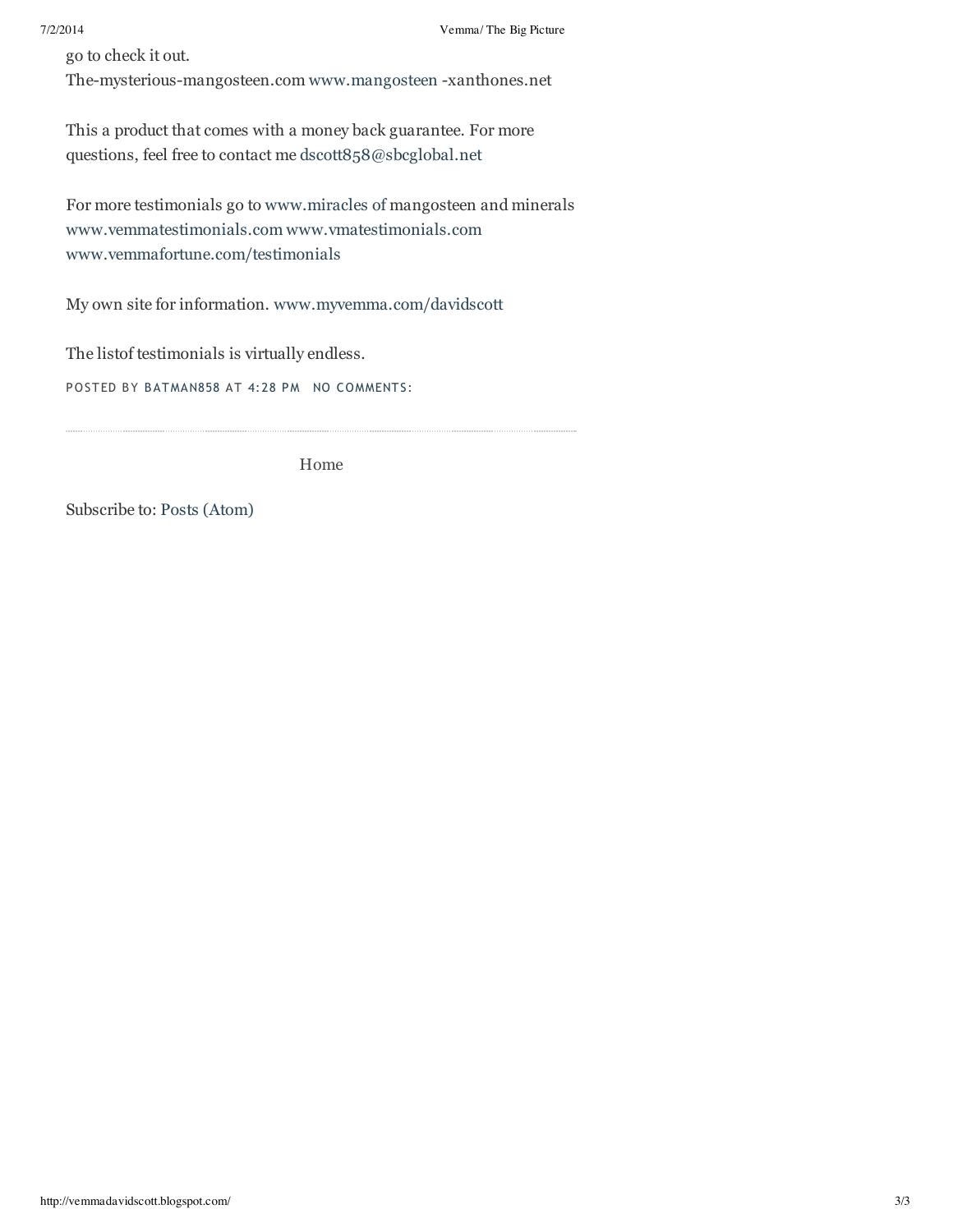go to check it out.
The-mysterious-mangosteen.com www.mangosteen -xanthones.net

This a product that comes with a money back guarantee. For more questions, feel free to contact me dscott858@sbcglobal.net

For more testimonials go to www.miracles of mangosteen and minerals www.vemmatestimonials.com www.vmatestimonials.com www.vemmafortune.com/testimonials

My own site for information. www.myvemma.com/davidscott

The listof testimonials is virtually endless.

POSTED BY BATMAN858 AT 4:28 PM NO COMMENTS:

---

Home

Subscribe to: Posts (Atom)